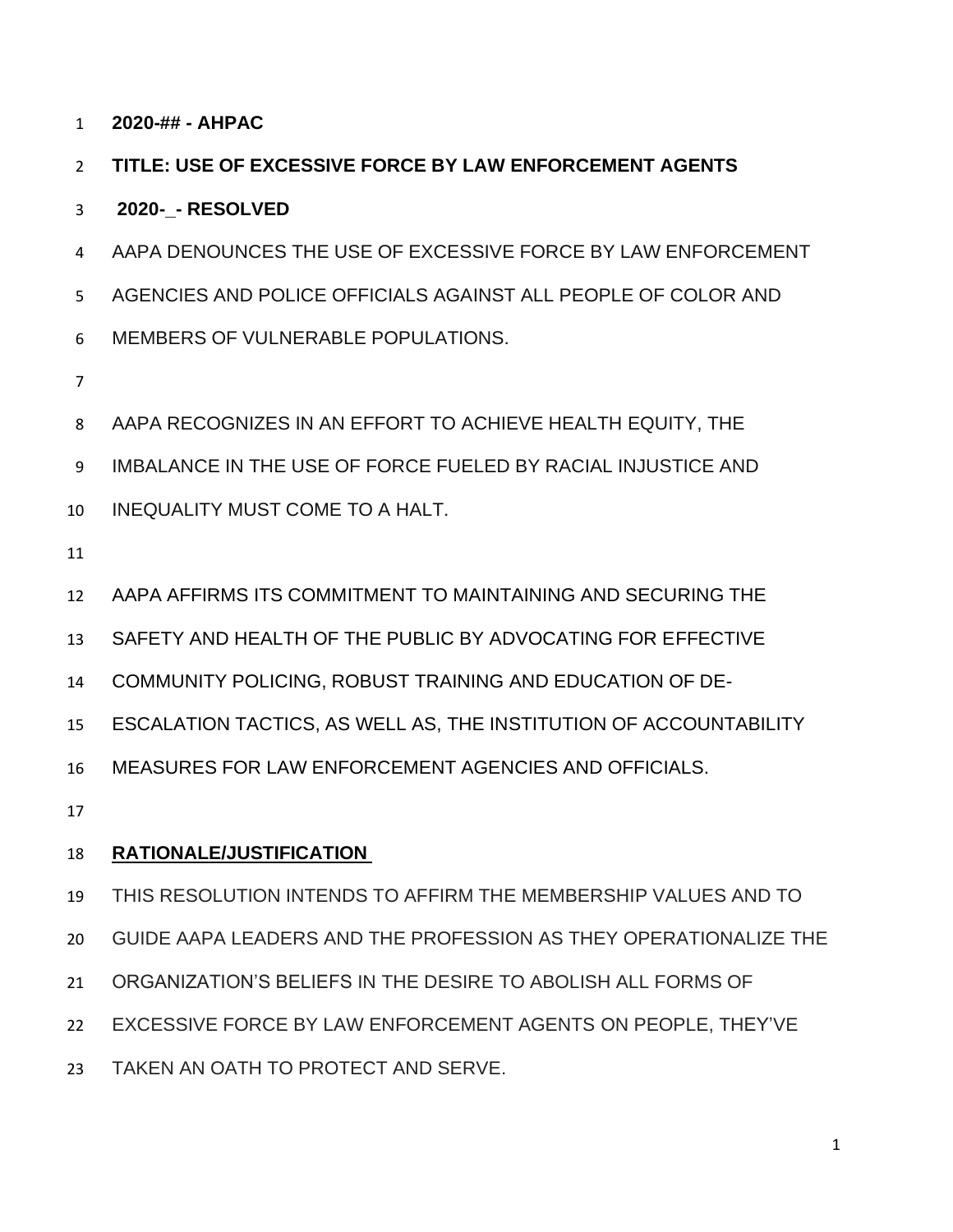**2020-## - AHPAC**

**TITLE: USE OF EXCESSIVE FORCE BY LAW ENFORCEMENT AGENTS**

**2020-_- RESOLVED**

AAPA DENOUNCES THE USE OF EXCESSIVE FORCE BY LAW ENFORCEMENT AGENCIES AND POLICE OFFICIALS AGAINST ALL PEOPLE OF COLOR AND MEMBERS OF VULNERABLE POPULATIONS.

AAPA RECOGNIZES IN AN EFFORT TO ACHIEVE HEALTH EQUITY, THE IMBALANCE IN THE USE OF FORCE FUELED BY RACIAL INJUSTICE AND INEQUALITY MUST COME TO A HALT.

AAPA AFFIRMS ITS COMMITMENT TO MAINTAINING AND SECURING THE SAFETY AND HEALTH OF THE PUBLIC BY ADVOCATING FOR EFFECTIVE COMMUNITY POLICING, ROBUST TRAINING AND EDUCATION OF DE-ESCALATION TACTICS, AS WELL AS, THE INSTITUTION OF ACCOUNTABILITY MEASURES FOR LAW ENFORCEMENT AGENCIES AND OFFICIALS.

**RATIONALE/JUSTIFICATION**

THIS RESOLUTION INTENDS TO AFFIRM THE MEMBERSHIP VALUES AND TO GUIDE AAPA LEADERS AND THE PROFESSION AS THEY OPERATIONALIZE THE ORGANIZATION'S BELIEFS IN THE DESIRE TO ABOLISH ALL FORMS OF EXCESSIVE FORCE BY LAW ENFORCEMENT AGENTS ON PEOPLE, THEY'VE TAKEN AN OATH TO PROTECT AND SERVE.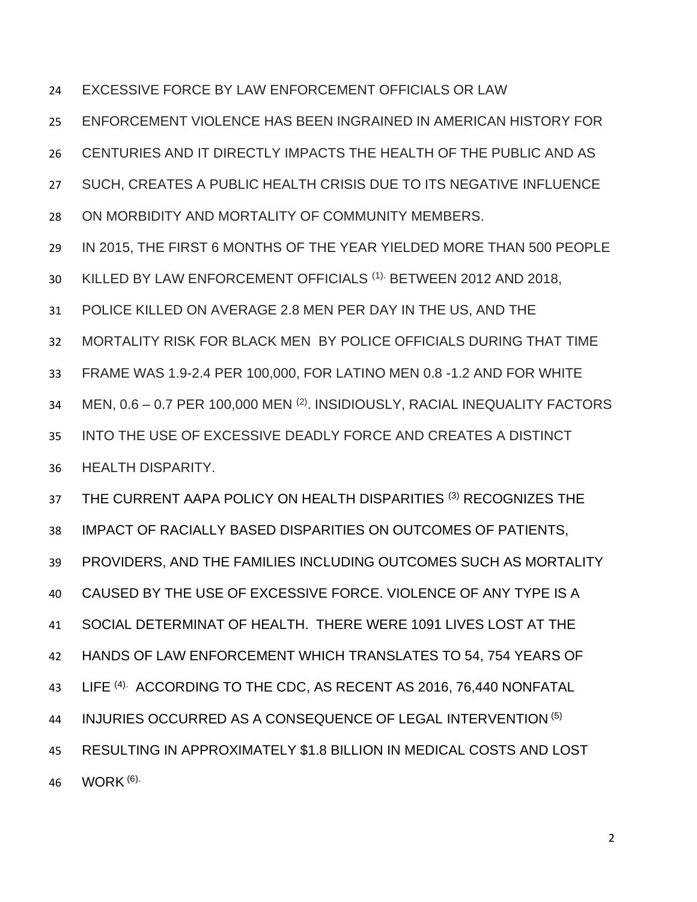EXCESSIVE FORCE BY LAW ENFORCEMENT OFFICIALS OR LAW ENFORCEMENT VIOLENCE HAS BEEN INGRAINED IN AMERICAN HISTORY FOR CENTURIES AND IT DIRECTLY IMPACTS THE HEALTH OF THE PUBLIC AND AS SUCH, CREATES A PUBLIC HEALTH CRISIS DUE TO ITS NEGATIVE INFLUENCE ON MORBIDITY AND MORTALITY OF COMMUNITY MEMBERS.

IN 2015, THE FIRST 6 MONTHS OF THE YEAR YIELDED MORE THAN 500 PEOPLE KILLED BY LAW ENFORCEMENT OFFICIALS [1]. BETWEEN 2012 AND 2018, POLICE KILLED ON AVERAGE 2.8 MEN PER DAY IN THE US, AND THE MORTALITY RISK FOR BLACK MEN BY POLICE OFFICIALS DURING THAT TIME FRAME WAS 1.9-2.4 PER 100,000, FOR LATINO MEN 0.8 -1.2 AND FOR WHITE MEN, 0.6 – 0.7 PER 100,000 MEN [2]. INSIDIOUSLY, RACIAL INEQUALITY FACTORS INTO THE USE OF EXCESSIVE DEADLY FORCE AND CREATES A DISTINCT HEALTH DISPARITY.

THE CURRENT AAPA POLICY ON HEALTH DISPARITIES [3] RECOGNIZES THE IMPACT OF RACIALLY BASED DISPARITIES ON OUTCOMES OF PATIENTS, PROVIDERS, AND THE FAMILIES INCLUDING OUTCOMES SUCH AS MORTALITY CAUSED BY THE USE OF EXCESSIVE FORCE. VIOLENCE OF ANY TYPE IS A SOCIAL DETERMINAT OF HEALTH. THERE WERE 1091 LIVES LOST AT THE HANDS OF LAW ENFORCEMENT WHICH TRANSLATES TO 54, 754 YEARS OF LIFE [4]. ACCORDING TO THE CDC, AS RECENT AS 2016, 76,440 NONFATAL INJURIES OCCURRED AS A CONSEQUENCE OF LEGAL INTERVENTION [5] RESULTING IN APPROXIMATELY $1.8 BILLION IN MEDICAL COSTS AND LOST WORK [6].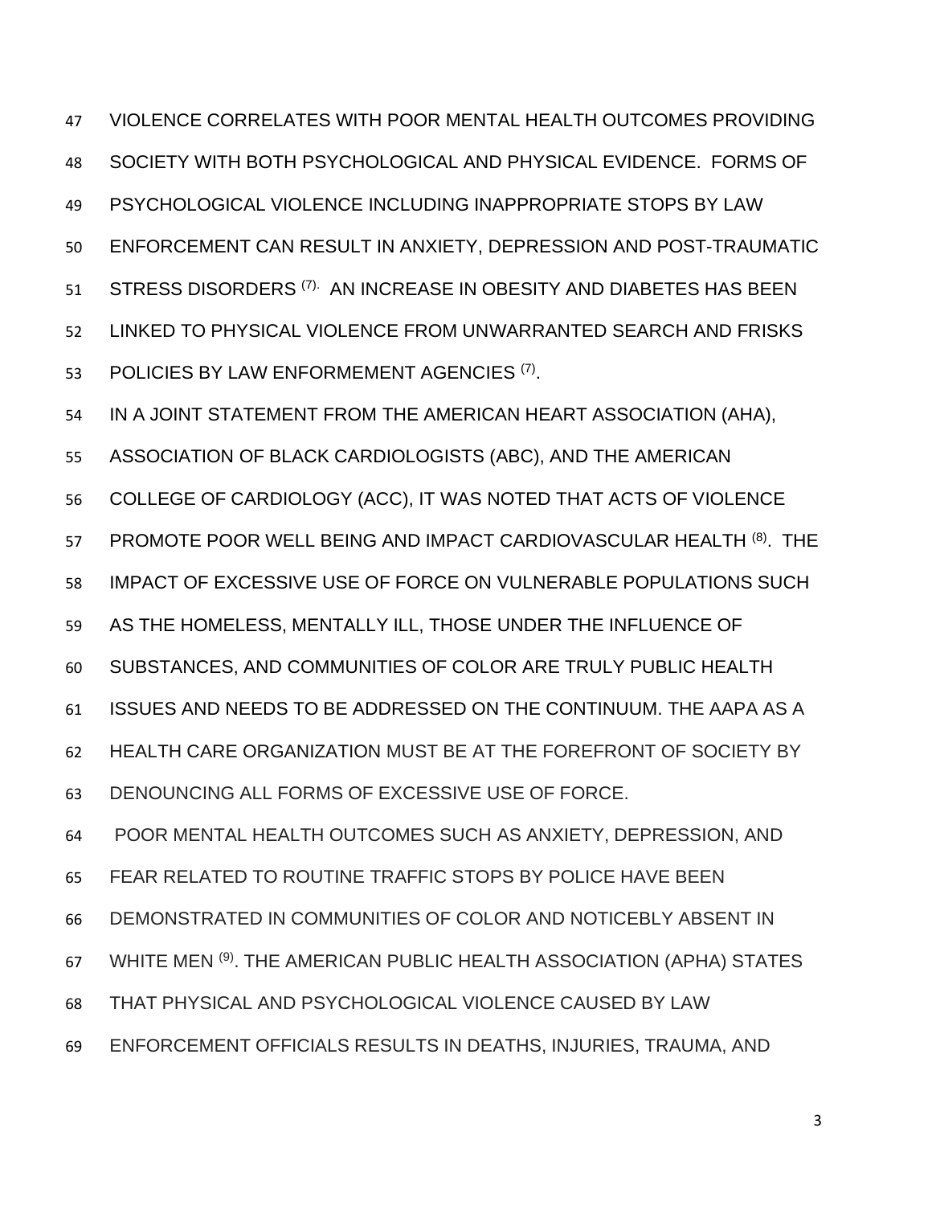VIOLENCE CORRELATES WITH POOR MENTAL HEALTH OUTCOMES PROVIDING SOCIETY WITH BOTH PSYCHOLOGICAL AND PHYSICAL EVIDENCE. FORMS OF PSYCHOLOGICAL VIOLENCE INCLUDING INAPPROPRIATE STOPS BY LAW ENFORCEMENT CAN RESULT IN ANXIETY, DEPRESSION AND POST-TRAUMATIC STRESS DISORDERS [(7).] AN INCREASE IN OBESITY AND DIABETES HAS BEEN LINKED TO PHYSICAL VIOLENCE FROM UNWARRANTED SEARCH AND FRISKS POLICIES BY LAW ENFORMEMENT AGENCIES [(7)].

IN A JOINT STATEMENT FROM THE AMERICAN HEART ASSOCIATION (AHA), ASSOCIATION OF BLACK CARDIOLOGISTS (ABC), AND THE AMERICAN COLLEGE OF CARDIOLOGY (ACC), IT WAS NOTED THAT ACTS OF VIOLENCE PROMOTE POOR WELL BEING AND IMPACT CARDIOVASCULAR HEALTH [(8)]. THE IMPACT OF EXCESSIVE USE OF FORCE ON VULNERABLE POPULATIONS SUCH AS THE HOMELESS, MENTALLY ILL, THOSE UNDER THE INFLUENCE OF SUBSTANCES, AND COMMUNITIES OF COLOR ARE TRULY PUBLIC HEALTH ISSUES AND NEEDS TO BE ADDRESSED ON THE CONTINUUM. THE AAPA AS A HEALTH CARE ORGANIZATION MUST BE AT THE FOREFRONT OF SOCIETY BY DENOUNCING ALL FORMS OF EXCESSIVE USE OF FORCE.

POOR MENTAL HEALTH OUTCOMES SUCH AS ANXIETY, DEPRESSION, AND FEAR RELATED TO ROUTINE TRAFFIC STOPS BY POLICE HAVE BEEN DEMONSTRATED IN COMMUNITIES OF COLOR AND NOTICEBLY ABSENT IN WHITE MEN [(9)]. THE AMERICAN PUBLIC HEALTH ASSOCIATION (APHA) STATES THAT PHYSICAL AND PSYCHOLOGICAL VIOLENCE CAUSED BY LAW ENFORCEMENT OFFICIALS RESULTS IN DEATHS, INJURIES, TRAUMA, AND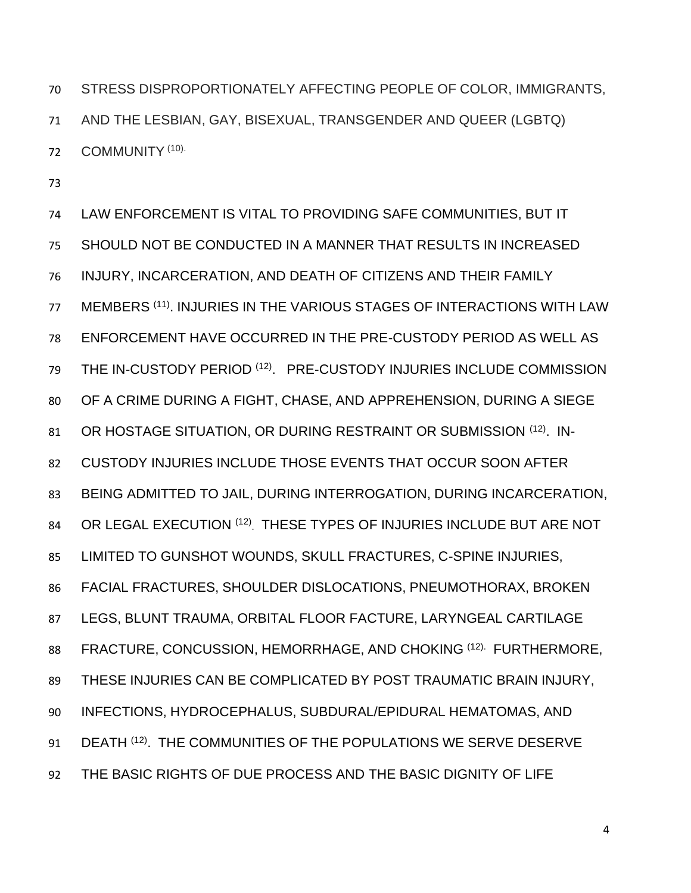STRESS DISPROPORTIONATELY AFFECTING PEOPLE OF COLOR, IMMIGRANTS, AND THE LESBIAN, GAY, BISEXUAL, TRANSGENDER AND QUEER (LGBTQ) COMMUNITY [10].

LAW ENFORCEMENT IS VITAL TO PROVIDING SAFE COMMUNITIES, BUT IT SHOULD NOT BE CONDUCTED IN A MANNER THAT RESULTS IN INCREASED INJURY, INCARCERATION, AND DEATH OF CITIZENS AND THEIR FAMILY MEMBERS [11]. INJURIES IN THE VARIOUS STAGES OF INTERACTIONS WITH LAW ENFORCEMENT HAVE OCCURRED IN THE PRE-CUSTODY PERIOD AS WELL AS THE IN-CUSTODY PERIOD [12]. PRE-CUSTODY INJURIES INCLUDE COMMISSION OF A CRIME DURING A FIGHT, CHASE, AND APPREHENSION, DURING A SIEGE OR HOSTAGE SITUATION, OR DURING RESTRAINT OR SUBMISSION [12]. IN-CUSTODY INJURIES INCLUDE THOSE EVENTS THAT OCCUR SOON AFTER BEING ADMITTED TO JAIL, DURING INTERROGATION, DURING INCARCERATION, OR LEGAL EXECUTION [12]. THESE TYPES OF INJURIES INCLUDE BUT ARE NOT LIMITED TO GUNSHOT WOUNDS, SKULL FRACTURES, C-SPINE INJURIES, FACIAL FRACTURES, SHOULDER DISLOCATIONS, PNEUMOTHORAX, BROKEN LEGS, BLUNT TRAUMA, ORBITAL FLOOR FACTURE, LARYNGEAL CARTILAGE FRACTURE, CONCUSSION, HEMORRHAGE, AND CHOKING [12]. FURTHERMORE, THESE INJURIES CAN BE COMPLICATED BY POST TRAUMATIC BRAIN INJURY, INFECTIONS, HYDROCEPHALUS, SUBDURAL/EPIDURAL HEMATOMAS, AND DEATH [12]. THE COMMUNITIES OF THE POPULATIONS WE SERVE DESERVE THE BASIC RIGHTS OF DUE PROCESS AND THE BASIC DIGNITY OF LIFE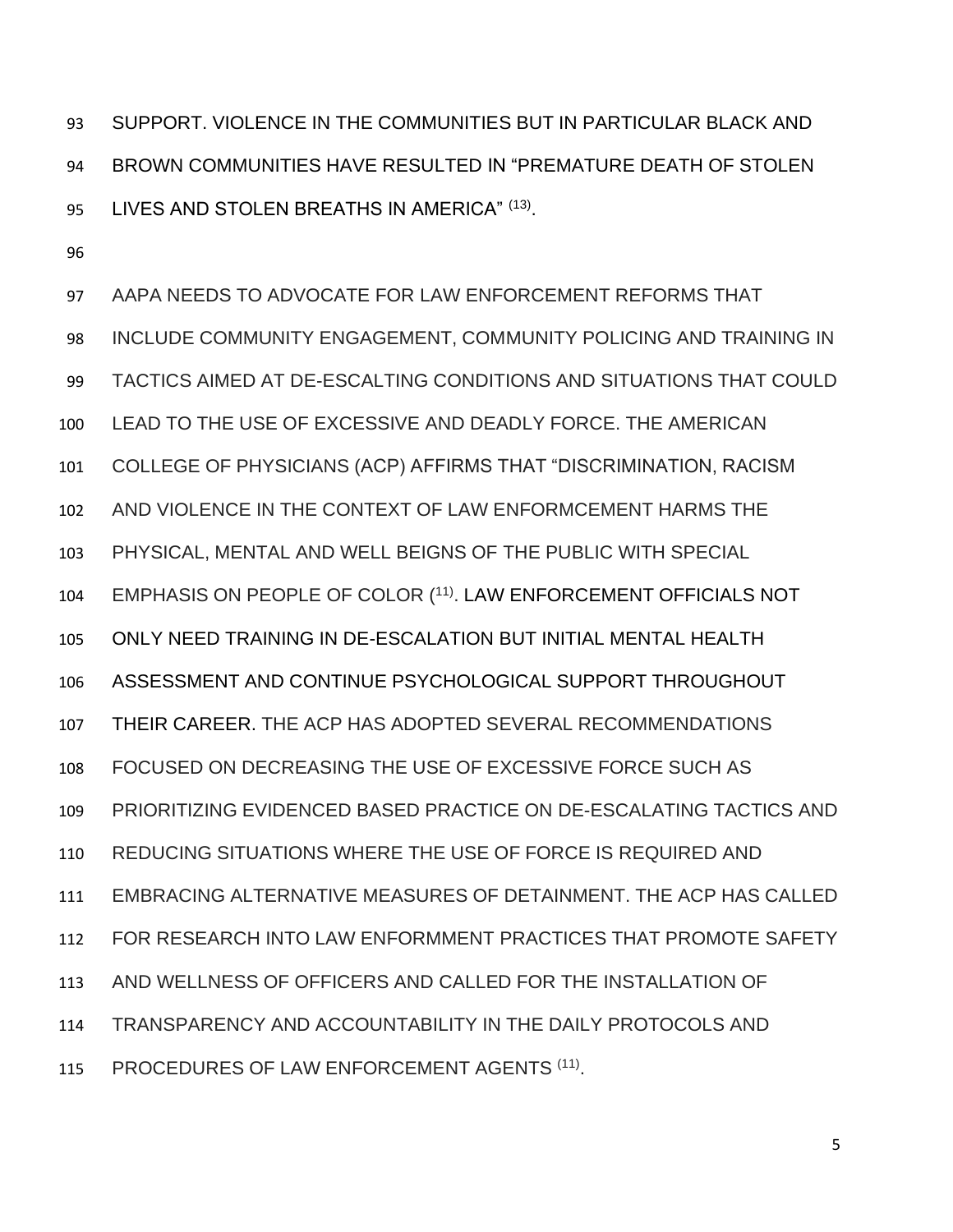SUPPORT. VIOLENCE IN THE COMMUNITIES BUT IN PARTICULAR BLACK AND BROWN COMMUNITIES HAVE RESULTED IN "PREMATURE DEATH OF STOLEN LIVES AND STOLEN BREATHS IN AMERICA" [(13)].

AAPA NEEDS TO ADVOCATE FOR LAW ENFORCEMENT REFORMS THAT INCLUDE COMMUNITY ENGAGEMENT, COMMUNITY POLICING AND TRAINING IN TACTICS AIMED AT DE-ESCALTING CONDITIONS AND SITUATIONS THAT COULD LEAD TO THE USE OF EXCESSIVE AND DEADLY FORCE. THE AMERICAN COLLEGE OF PHYSICIANS (ACP) AFFIRMS THAT "DISCRIMINATION, RACISM AND VIOLENCE IN THE CONTEXT OF LAW ENFORMCEMENT HARMS THE PHYSICAL, MENTAL AND WELL BEIGNS OF THE PUBLIC WITH SPECIAL EMPHASIS ON PEOPLE OF COLOR ([11)]. LAW ENFORCEMENT OFFICIALS NOT ONLY NEED TRAINING IN DE-ESCALATION BUT INITIAL MENTAL HEALTH ASSESSMENT AND CONTINUE PSYCHOLOGICAL SUPPORT THROUGHOUT THEIR CAREER. THE ACP HAS ADOPTED SEVERAL RECOMMENDATIONS FOCUSED ON DECREASING THE USE OF EXCESSIVE FORCE SUCH AS PRIORITIZING EVIDENCED BASED PRACTICE ON DE-ESCALATING TACTICS AND REDUCING SITUATIONS WHERE THE USE OF FORCE IS REQUIRED AND EMBRACING ALTERNATIVE MEASURES OF DETAINMENT. THE ACP HAS CALLED FOR RESEARCH INTO LAW ENFORMMENT PRACTICES THAT PROMOTE SAFETY AND WELLNESS OF OFFICERS AND CALLED FOR THE INSTALLATION OF TRANSPARENCY AND ACCOUNTABILITY IN THE DAILY PROTOCOLS AND PROCEDURES OF LAW ENFORCEMENT AGENTS [(11)].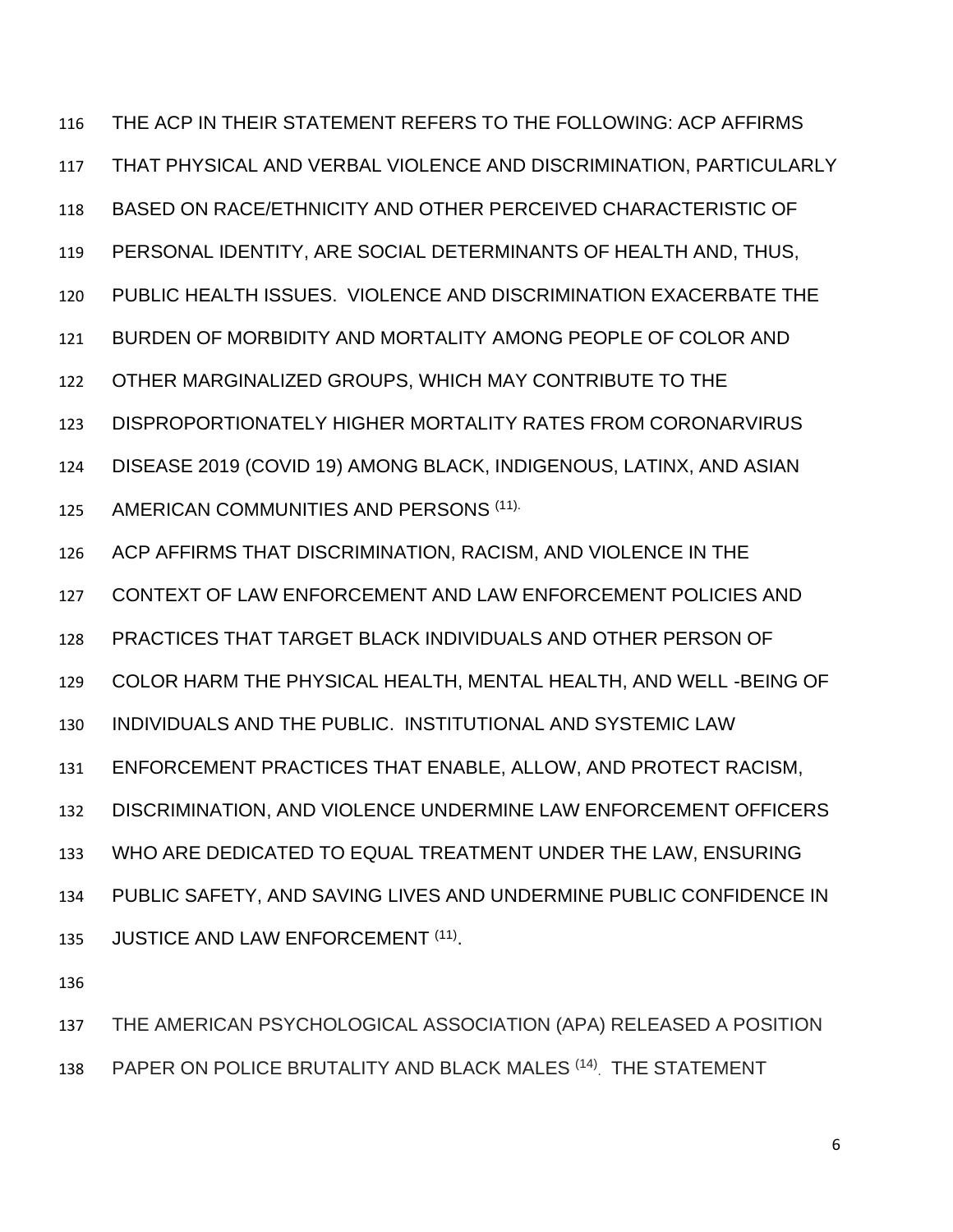THE ACP IN THEIR STATEMENT REFERS TO THE FOLLOWING: ACP AFFIRMS THAT PHYSICAL AND VERBAL VIOLENCE AND DISCRIMINATION, PARTICULARLY BASED ON RACE/ETHNICITY AND OTHER PERCEIVED CHARACTERISTIC OF PERSONAL IDENTITY, ARE SOCIAL DETERMINANTS OF HEALTH AND, THUS, PUBLIC HEALTH ISSUES. VIOLENCE AND DISCRIMINATION EXACERBATE THE BURDEN OF MORBIDITY AND MORTALITY AMONG PEOPLE OF COLOR AND OTHER MARGINALIZED GROUPS, WHICH MAY CONTRIBUTE TO THE DISPROPORTIONATELY HIGHER MORTALITY RATES FROM CORONARVIRUS DISEASE 2019 (COVID 19) AMONG BLACK, INDIGENOUS, LATINX, AND ASIAN AMERICAN COMMUNITIES AND PERSONS [(11).]

ACP AFFIRMS THAT DISCRIMINATION, RACISM, AND VIOLENCE IN THE CONTEXT OF LAW ENFORCEMENT AND LAW ENFORCEMENT POLICIES AND PRACTICES THAT TARGET BLACK INDIVIDUALS AND OTHER PERSON OF COLOR HARM THE PHYSICAL HEALTH, MENTAL HEALTH, AND WELL -BEING OF INDIVIDUALS AND THE PUBLIC. INSTITUTIONAL AND SYSTEMIC LAW ENFORCEMENT PRACTICES THAT ENABLE, ALLOW, AND PROTECT RACISM, DISCRIMINATION, AND VIOLENCE UNDERMINE LAW ENFORCEMENT OFFICERS WHO ARE DEDICATED TO EQUAL TREATMENT UNDER THE LAW, ENSURING PUBLIC SAFETY, AND SAVING LIVES AND UNDERMINE PUBLIC CONFIDENCE IN JUSTICE AND LAW ENFORCEMENT [(11)].

THE AMERICAN PSYCHOLOGICAL ASSOCIATION (APA) RELEASED A POSITION PAPER ON POLICE BRUTALITY AND BLACK MALES [(14).] THE STATEMENT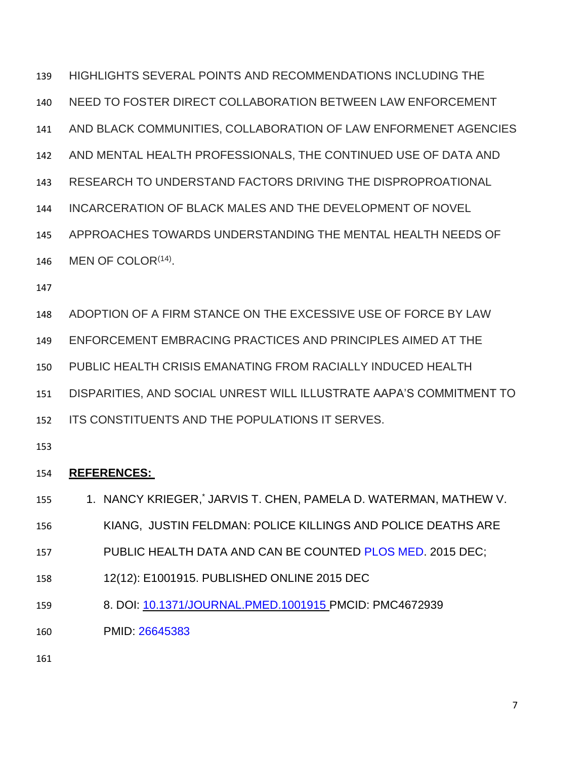HIGHLIGHTS SEVERAL POINTS AND RECOMMENDATIONS INCLUDING THE NEED TO FOSTER DIRECT COLLABORATION BETWEEN LAW ENFORCEMENT AND BLACK COMMUNITIES, COLLABORATION OF LAW ENFORMENET AGENCIES AND MENTAL HEALTH PROFESSIONALS, THE CONTINUED USE OF DATA AND RESEARCH TO UNDERSTAND FACTORS DRIVING THE DISPROPROATIONAL INCARCERATION OF BLACK MALES AND THE DEVELOPMENT OF NOVEL APPROACHES TOWARDS UNDERSTANDING THE MENTAL HEALTH NEEDS OF MEN OF COLOR[(14)].

ADOPTION OF A FIRM STANCE ON THE EXCESSIVE USE OF FORCE BY LAW ENFORCEMENT EMBRACING PRACTICES AND PRINCIPLES AIMED AT THE PUBLIC HEALTH CRISIS EMANATING FROM RACIALLY INDUCED HEALTH DISPARITIES, AND SOCIAL UNREST WILL ILLUSTRATE AAPA'S COMMITMENT TO ITS CONSTITUENTS AND THE POPULATIONS IT SERVES.

**REFERENCES:**

1. NANCY KRIEGER,[*] JARVIS T. CHEN, PAMELA D. WATERMAN, MATHEW V. KIANG, JUSTIN FELDMAN: POLICE KILLINGS AND POLICE DEATHS ARE PUBLIC HEALTH DATA AND CAN BE COUNTED PLOS MED. 2015 DEC; 12(12): E1001915. PUBLISHED ONLINE 2015 DEC 8. DOI: 10.1371/JOURNAL.PMED.1001915 PMCID: PMC4672939 PMID: 26645383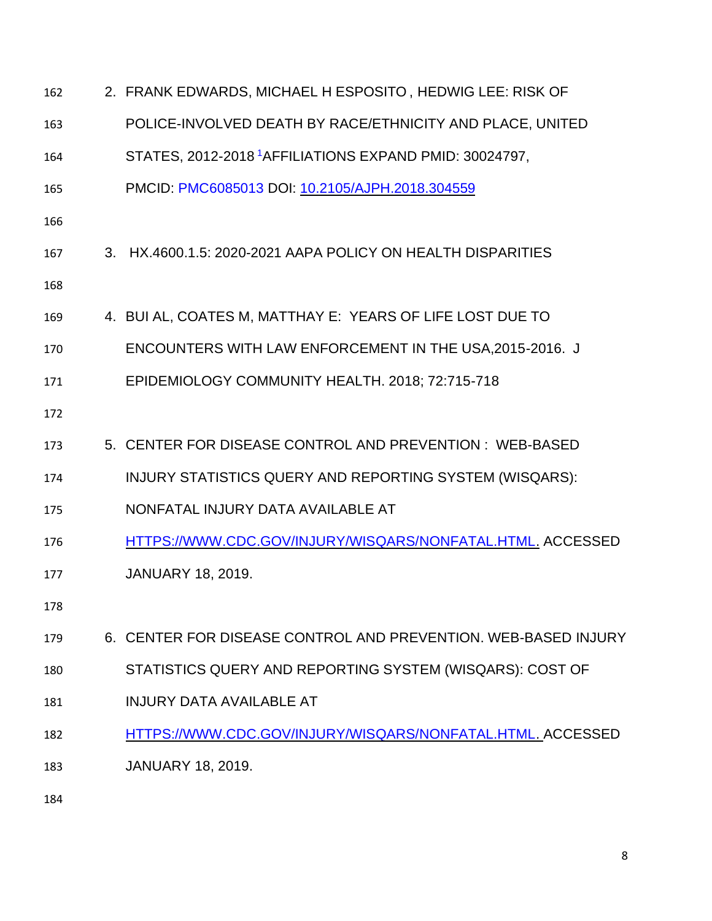2. FRANK EDWARDS, MICHAEL H ESPOSITO , HEDWIG LEE: RISK OF POLICE-INVOLVED DEATH BY RACE/ETHNICITY AND PLACE, UNITED STATES, 2012-2018 [1]AFFILIATIONS EXPAND PMID: 30024797, PMCID: PMC6085013 DOI: 10.2105/AJPH.2018.304559

3. HX.4600.1.5: 2020-2021 AAPA POLICY ON HEALTH DISPARITIES

4. BUI AL, COATES M, MATTHAY E: YEARS OF LIFE LOST DUE TO ENCOUNTERS WITH LAW ENFORCEMENT IN THE USA,2015-2016. J EPIDEMIOLOGY COMMUNITY HEALTH. 2018; 72:715-718

5. CENTER FOR DISEASE CONTROL AND PREVENTION : WEB-BASED INJURY STATISTICS QUERY AND REPORTING SYSTEM (WISQARS): NONFATAL INJURY DATA AVAILABLE AT HTTPS://WWW.CDC.GOV/INJURY/WISQARS/NONFATAL.HTML. ACCESSED JANUARY 18, 2019.

6. CENTER FOR DISEASE CONTROL AND PREVENTION. WEB-BASED INJURY STATISTICS QUERY AND REPORTING SYSTEM (WISQARS): COST OF INJURY DATA AVAILABLE AT HTTPS://WWW.CDC.GOV/INJURY/WISQARS/NONFATAL.HTML. ACCESSED JANUARY 18, 2019.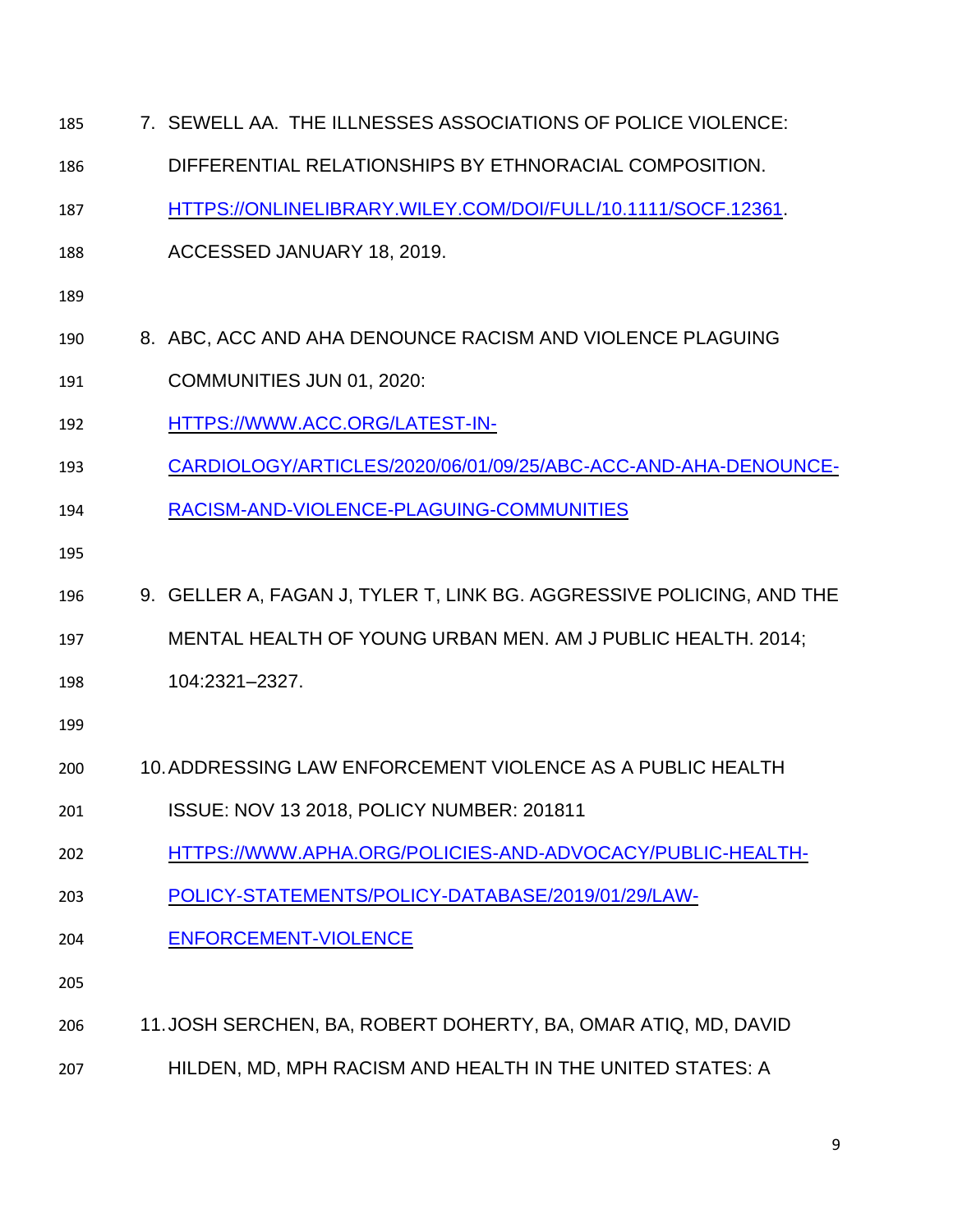7. SEWELL AA. THE ILLNESSES ASSOCIATIONS OF POLICE VIOLENCE: DIFFERENTIAL RELATIONSHIPS BY ETHNORACIAL COMPOSITION. HTTPS://ONLINELIBRARY.WILEY.COM/DOI/FULL/10.1111/SOCF.12361. ACCESSED JANUARY 18, 2019.

8. ABC, ACC AND AHA DENOUNCE RACISM AND VIOLENCE PLAGUING COMMUNITIES JUN 01, 2020: HTTPS://WWW.ACC.ORG/LATEST-IN-CARDIOLOGY/ARTICLES/2020/06/01/09/25/ABC-ACC-AND-AHA-DENOUNCE-RACISM-AND-VIOLENCE-PLAGUING-COMMUNITIES

9. GELLER A, FAGAN J, TYLER T, LINK BG. AGGRESSIVE POLICING, AND THE MENTAL HEALTH OF YOUNG URBAN MEN. AM J PUBLIC HEALTH. 2014; 104:2321–2327.

10. ADDRESSING LAW ENFORCEMENT VIOLENCE AS A PUBLIC HEALTH ISSUE: NOV 13 2018, POLICY NUMBER: 201811 HTTPS://WWW.APHA.ORG/POLICIES-AND-ADVOCACY/PUBLIC-HEALTH-POLICY-STATEMENTS/POLICY-DATABASE/2019/01/29/LAW-ENFORCEMENT-VIOLENCE

11. JOSH SERCHEN, BA, ROBERT DOHERTY, BA, OMAR ATIQ, MD, DAVID HILDEN, MD, MPH RACISM AND HEALTH IN THE UNITED STATES: A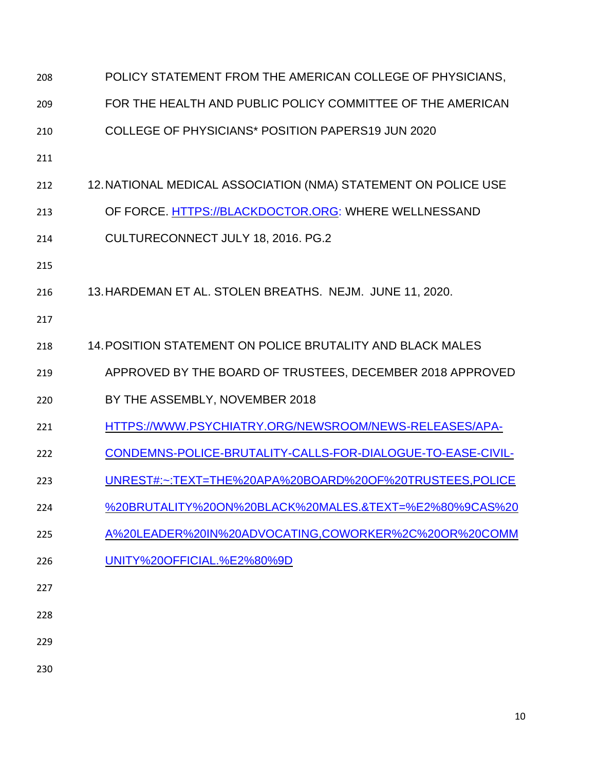POLICY STATEMENT FROM THE AMERICAN COLLEGE OF PHYSICIANS, FOR THE HEALTH AND PUBLIC POLICY COMMITTEE OF THE AMERICAN COLLEGE OF PHYSICIANS* POSITION PAPERS19 JUN 2020

12. NATIONAL MEDICAL ASSOCIATION (NMA) STATEMENT ON POLICE USE OF FORCE. HTTPS://BLACKDOCTOR.ORG: WHERE WELLNESSAND CULTURECONNECT JULY 18, 2016. PG.2

13. HARDEMAN ET AL. STOLEN BREATHS. NEJM. JUNE 11, 2020.

14. POSITION STATEMENT ON POLICE BRUTALITY AND BLACK MALES APPROVED BY THE BOARD OF TRUSTEES, DECEMBER 2018 APPROVED BY THE ASSEMBLY, NOVEMBER 2018 HTTPS://WWW.PSYCHIATRY.ORG/NEWSROOM/NEWS-RELEASES/APA-CONDEMNS-POLICE-BRUTALITY-CALLS-FOR-DIALOGUE-TO-EASE-CIVIL-UNREST#:~:TEXT=THE%20APA%20BOARD%20OF%20TRUSTEES,POLICE%20BRUTALITY%20ON%20BLACK%20MALES.&TEXT=%E2%80%9CAS%20A%20LEADER%20IN%20ADVOCATING,COWORKER%2C%20OR%20COMMUNITY%20OFFICIAL.%E2%80%9D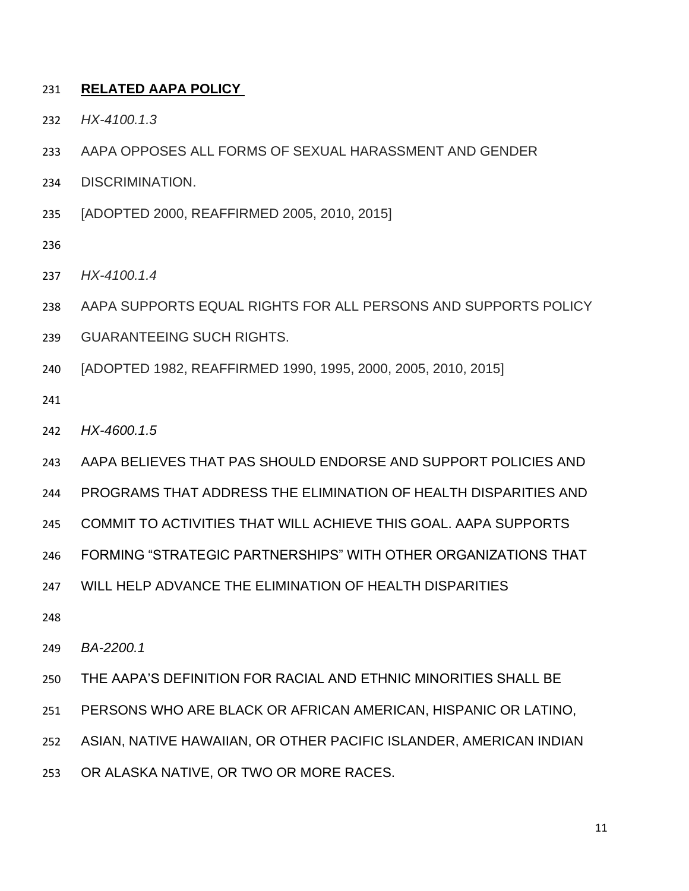**RELATED AAPA POLICY**

*HX-4100.1.3*

AAPA OPPOSES ALL FORMS OF SEXUAL HARASSMENT AND GENDER DISCRIMINATION.

[ADOPTED 2000, REAFFIRMED 2005, 2010, 2015]

*HX-4100.1.4*

AAPA SUPPORTS EQUAL RIGHTS FOR ALL PERSONS AND SUPPORTS POLICY GUARANTEEING SUCH RIGHTS.

[ADOPTED 1982, REAFFIRMED 1990, 1995, 2000, 2005, 2010, 2015]

*HX-4600.1.5*

AAPA BELIEVES THAT PAS SHOULD ENDORSE AND SUPPORT POLICIES AND PROGRAMS THAT ADDRESS THE ELIMINATION OF HEALTH DISPARITIES AND COMMIT TO ACTIVITIES THAT WILL ACHIEVE THIS GOAL. AAPA SUPPORTS FORMING "STRATEGIC PARTNERSHIPS" WITH OTHER ORGANIZATIONS THAT WILL HELP ADVANCE THE ELIMINATION OF HEALTH DISPARITIES

*BA-2200.1*

THE AAPA'S DEFINITION FOR RACIAL AND ETHNIC MINORITIES SHALL BE PERSONS WHO ARE BLACK OR AFRICAN AMERICAN, HISPANIC OR LATINO, ASIAN, NATIVE HAWAIIAN, OR OTHER PACIFIC ISLANDER, AMERICAN INDIAN OR ALASKA NATIVE, OR TWO OR MORE RACES.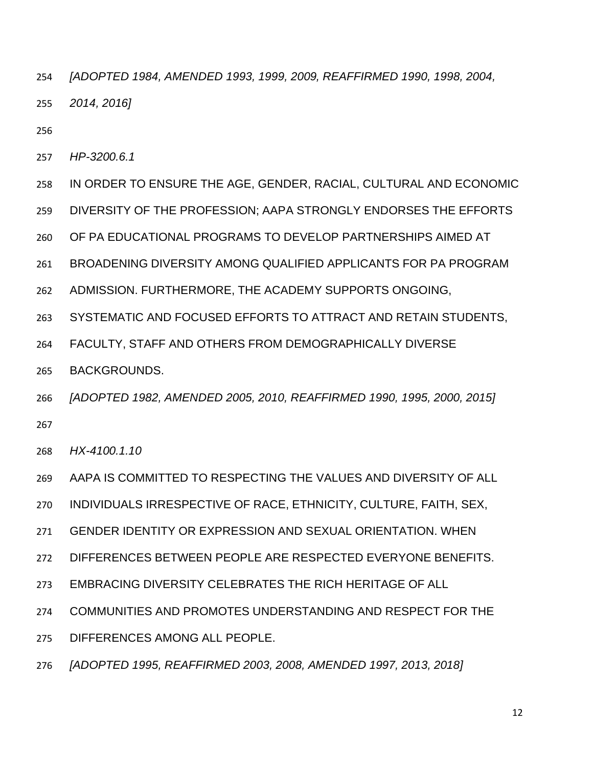*[ADOPTED 1984, AMENDED 1993, 1999, 2009, REAFFIRMED 1990, 1998, 2004, 2014, 2016]*

*HP-3200.6.1*

IN ORDER TO ENSURE THE AGE, GENDER, RACIAL, CULTURAL AND ECONOMIC DIVERSITY OF THE PROFESSION; AAPA STRONGLY ENDORSES THE EFFORTS OF PA EDUCATIONAL PROGRAMS TO DEVELOP PARTNERSHIPS AIMED AT BROADENING DIVERSITY AMONG QUALIFIED APPLICANTS FOR PA PROGRAM ADMISSION. FURTHERMORE, THE ACADEMY SUPPORTS ONGOING, SYSTEMATIC AND FOCUSED EFFORTS TO ATTRACT AND RETAIN STUDENTS, FACULTY, STAFF AND OTHERS FROM DEMOGRAPHICALLY DIVERSE BACKGROUNDS.

*[ADOPTED 1982, AMENDED 2005, 2010, REAFFIRMED 1990, 1995, 2000, 2015]*

*HX-4100.1.10*

AAPA IS COMMITTED TO RESPECTING THE VALUES AND DIVERSITY OF ALL INDIVIDUALS IRRESPECTIVE OF RACE, ETHNICITY, CULTURE, FAITH, SEX, GENDER IDENTITY OR EXPRESSION AND SEXUAL ORIENTATION. WHEN DIFFERENCES BETWEEN PEOPLE ARE RESPECTED EVERYONE BENEFITS. EMBRACING DIVERSITY CELEBRATES THE RICH HERITAGE OF ALL COMMUNITIES AND PROMOTES UNDERSTANDING AND RESPECT FOR THE DIFFERENCES AMONG ALL PEOPLE.

*[ADOPTED 1995, REAFFIRMED 2003, 2008, AMENDED 1997, 2013, 2018]*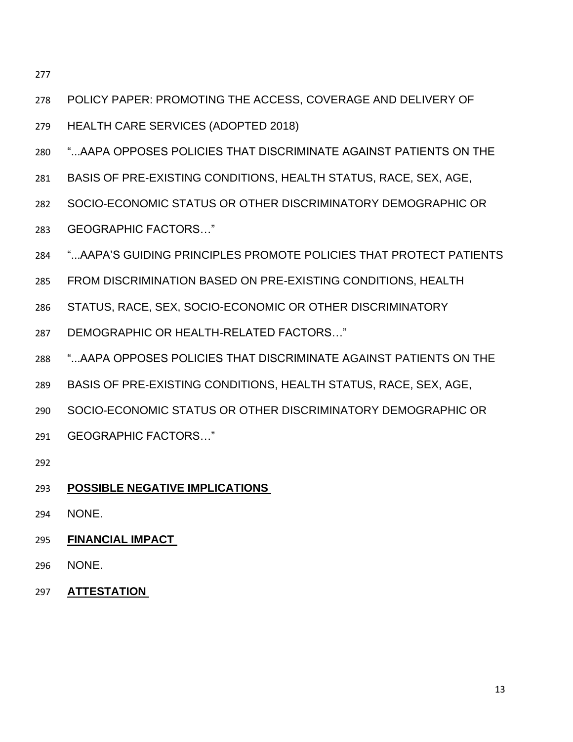POLICY PAPER: PROMOTING THE ACCESS, COVERAGE AND DELIVERY OF HEALTH CARE SERVICES (ADOPTED 2018)

"...AAPA OPPOSES POLICIES THAT DISCRIMINATE AGAINST PATIENTS ON THE BASIS OF PRE-EXISTING CONDITIONS, HEALTH STATUS, RACE, SEX, AGE, SOCIO-ECONOMIC STATUS OR OTHER DISCRIMINATORY DEMOGRAPHIC OR GEOGRAPHIC FACTORS…"

"...AAPA'S GUIDING PRINCIPLES PROMOTE POLICIES THAT PROTECT PATIENTS FROM DISCRIMINATION BASED ON PRE-EXISTING CONDITIONS, HEALTH STATUS, RACE, SEX, SOCIO-ECONOMIC OR OTHER DISCRIMINATORY DEMOGRAPHIC OR HEALTH-RELATED FACTORS…"

"...AAPA OPPOSES POLICIES THAT DISCRIMINATE AGAINST PATIENTS ON THE BASIS OF PRE-EXISTING CONDITIONS, HEALTH STATUS, RACE, SEX, AGE, SOCIO-ECONOMIC STATUS OR OTHER DISCRIMINATORY DEMOGRAPHIC OR GEOGRAPHIC FACTORS…"

**POSSIBLE NEGATIVE IMPLICATIONS**

NONE.

**FINANCIAL IMPACT**

NONE.

**ATTESTATION**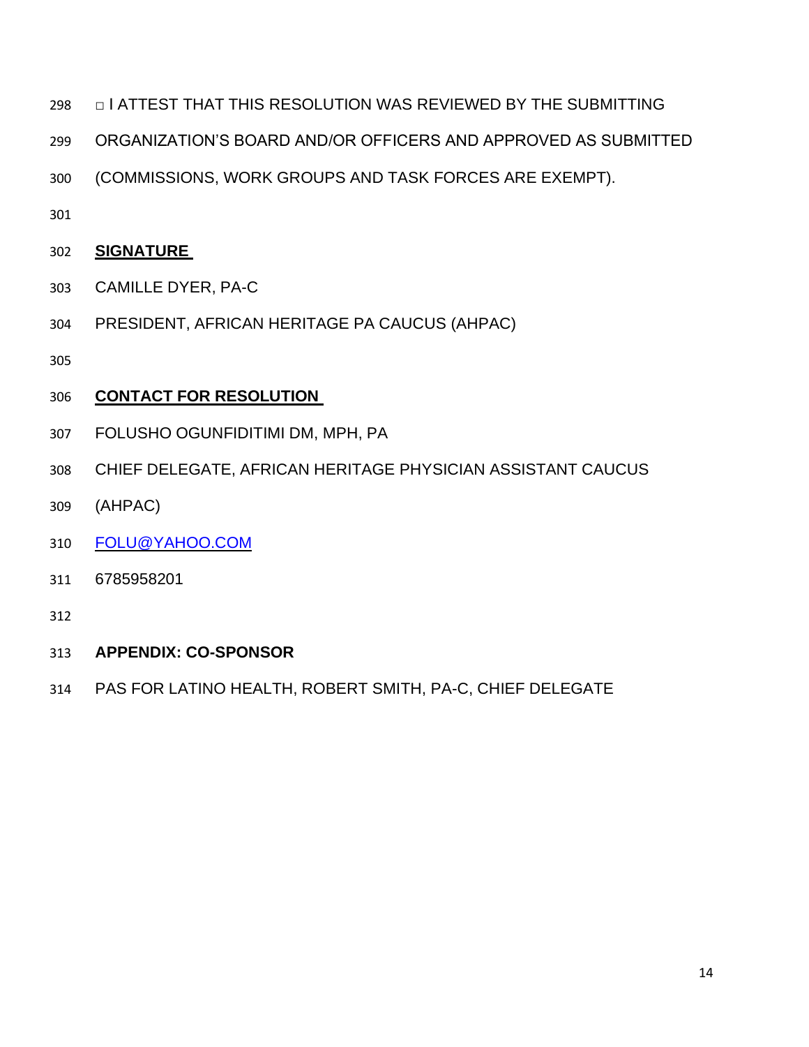□ I ATTEST THAT THIS RESOLUTION WAS REVIEWED BY THE SUBMITTING ORGANIZATION'S BOARD AND/OR OFFICERS AND APPROVED AS SUBMITTED (COMMISSIONS, WORK GROUPS AND TASK FORCES ARE EXEMPT).

**SIGNATURE**

CAMILLE DYER, PA-C

PRESIDENT, AFRICAN HERITAGE PA CAUCUS (AHPAC)

**CONTACT FOR RESOLUTION**

FOLUSHO OGUNFIDITIMI DM, MPH, PA

CHIEF DELEGATE, AFRICAN HERITAGE PHYSICIAN ASSISTANT CAUCUS (AHPAC)

FOLU@YAHOO.COM

6785958201

**APPENDIX: CO-SPONSOR**

PAS FOR LATINO HEALTH, ROBERT SMITH, PA-C, CHIEF DELEGATE